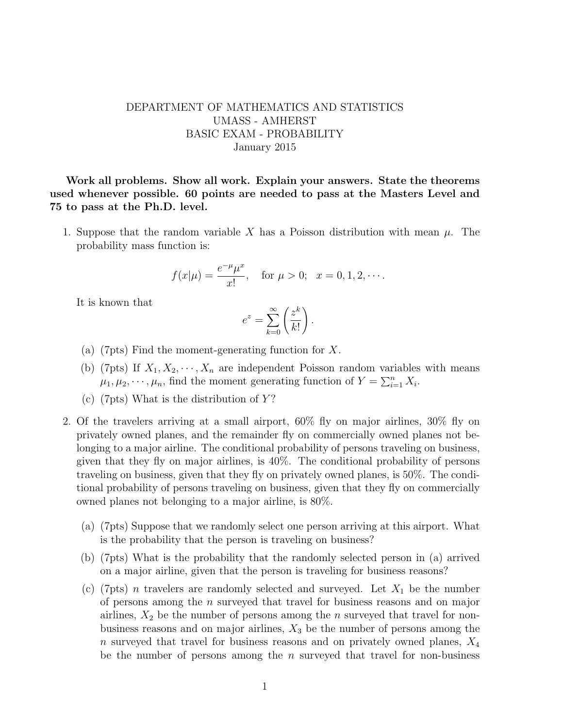DEPARTMENT OF MATHEMATICS AND STATISTICS
UMASS - AMHERST
BASIC EXAM - PROBABILITY
January 2015

**Work all problems. Show all work. Explain your answers. State the theorems used whenever possible. 60 points are needed to pass at the Masters Level and 75 to pass at the Ph.D. level.**

1. Suppose that the random variable $X$ has a Poisson distribution with mean $\mu$. The probability mass function is:

$$f(x|\mu) = \frac{e^{-\mu}\mu^x}{x!}, \quad \text{for } \mu > 0; \quad x = 0, 1, 2, \cdots.$$

It is known that

$$e^z = \sum_{k=0}^{\infty} \left( \frac{z^k}{k!} \right).$$

   (a) (7pts) Find the moment-generating function for $X$.

   (b) (7pts) If $X_1, X_2, \cdots, X_n$ are independent Poisson random variables with means $\mu_1, \mu_2, \cdots, \mu_n$, find the moment generating function of $Y = \sum_{i=1}^{n} X_i$.

   (c) (7pts) What is the distribution of $Y$?

2. Of the travelers arriving at a small airport, 60% fly on major airlines, 30% fly on privately owned planes, and the remainder fly on commercially owned planes not belonging to a major airline. The conditional probability of persons traveling on business, given that they fly on major airlines, is 40%. The conditional probability of persons traveling on business, given that they fly on privately owned planes, is 50%. The conditional probability of persons traveling on business, given that they fly on commercially owned planes not belonging to a major airline, is 80%.

   (a) (7pts) Suppose that we randomly select one person arriving at this airport. What is the probability that the person is traveling on business?

   (b) (7pts) What is the probability that the randomly selected person in (a) arrived on a major airline, given that the person is traveling for business reasons?

   (c) (7pts) $n$ travelers are randomly selected and surveyed. Let $X_1$ be the number of persons among the $n$ surveyed that travel for business reasons and on major airlines, $X_2$ be the number of persons among the $n$ surveyed that travel for non-business reasons and on major airlines, $X_3$ be the number of persons among the $n$ surveyed that travel for business reasons and on privately owned planes, $X_4$ be the number of persons among the $n$ surveyed that travel for non-business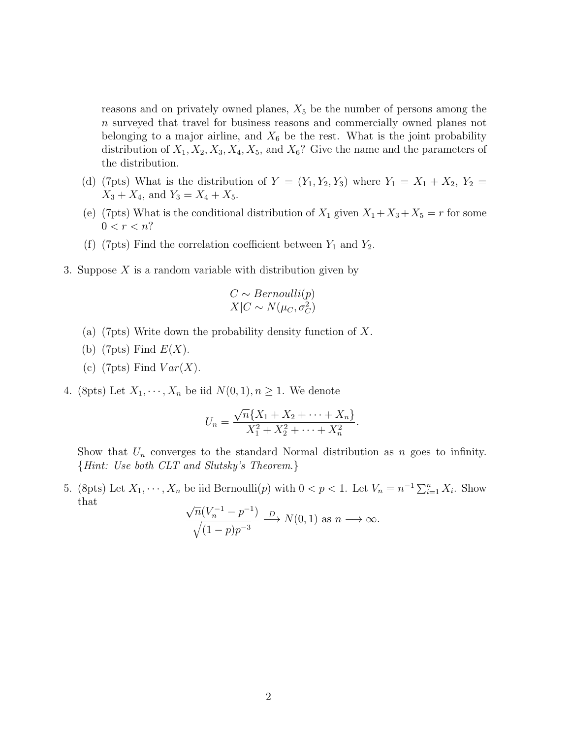reasons and on privately owned planes, $X_5$ be the number of persons among the $n$ surveyed that travel for business reasons and commercially owned planes not belonging to a major airline, and $X_6$ be the rest. What is the joint probability distribution of $X_1, X_2, X_3, X_4, X_5$, and $X_6$? Give the name and the parameters of the distribution.

(d) (7pts) What is the distribution of $Y = (Y_1, Y_2, Y_3)$ where $Y_1 = X_1 + X_2$, $Y_2 = X_3 + X_4$, and $Y_3 = X_4 + X_5$.

(e) (7pts) What is the conditional distribution of $X_1$ given $X_1 + X_3 + X_5 = r$ for some $0 < r < n$?

(f) (7pts) Find the correlation coefficient between $Y_1$ and $Y_2$.

3. Suppose $X$ is a random variable with distribution given by

$$C \sim Bernoulli(p)$$
$$X|C \sim N(\mu_C, \sigma_C^2)$$

(a) (7pts) Write down the probability density function of $X$.

(b) (7pts) Find $E(X)$.

(c) (7pts) Find $Var(X)$.

4. (8pts) Let $X_1, \cdots, X_n$ be iid $N(0, 1), n \geq 1$. We denote

$$U_n = \frac{\sqrt{n}\{X_1 + X_2 + \cdots + X_n\}}{X_1^2 + X_2^2 + \cdots + X_n^2}.$$

Show that $U_n$ converges to the standard Normal distribution as $n$ goes to infinity. {*Hint: Use both CLT and Slutsky's Theorem.*}

5. (8pts) Let $X_1, \cdots, X_n$ be iid Bernoulli($p$) with $0 < p < 1$. Let $V_n = n^{-1}\sum_{i=1}^{n} X_i$. Show that

$$\frac{\sqrt{n}(V_n^{-1} - p^{-1})}{\sqrt{(1-p)p^{-3}}} \xrightarrow{D} N(0, 1) \text{ as } n \longrightarrow \infty.$$